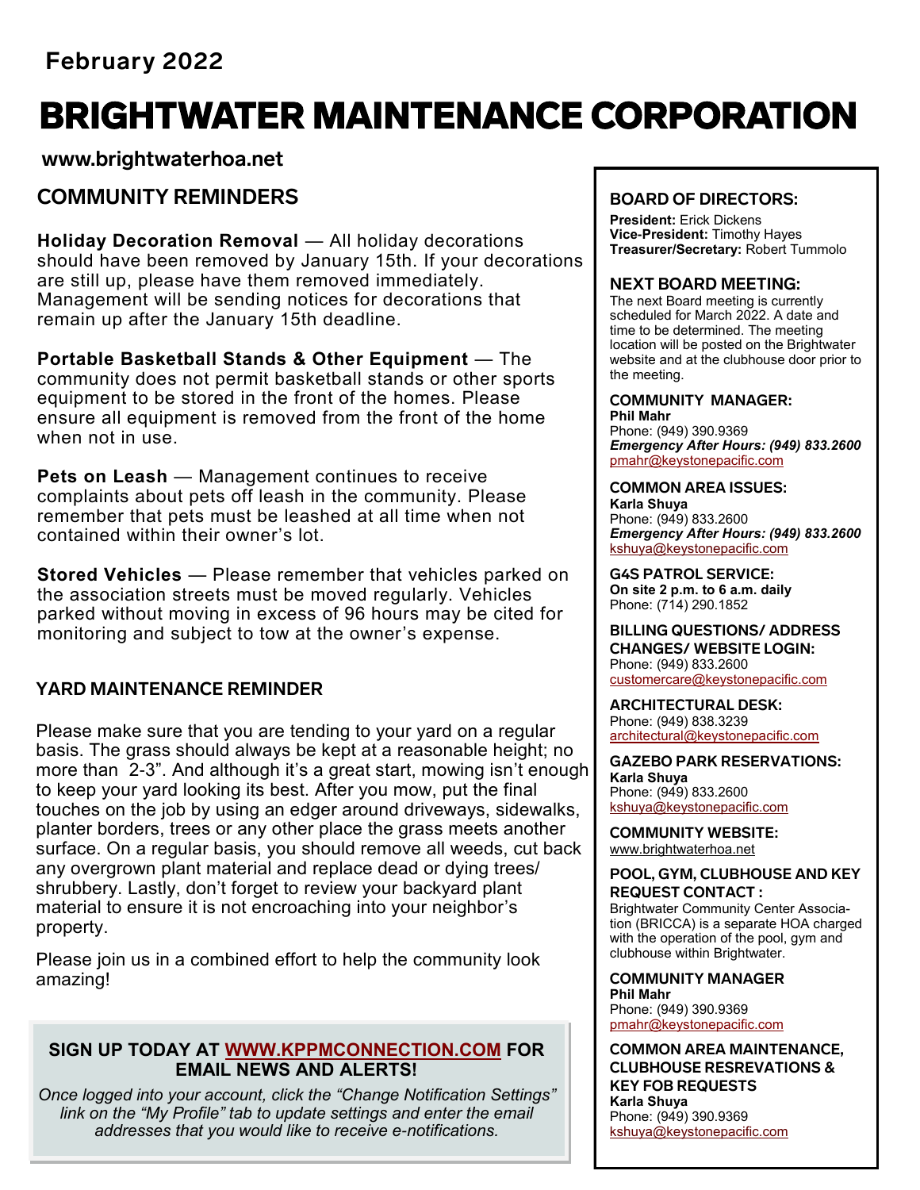February 2022

# BRIGHTWATER MAINTENANCE CORPORATION

**www.brightwaterhoa.net**

## COMMUNITY REMINDERS

**Holiday Decoration Removal** — All holiday decorations should have been removed by January 15th. If your decorations are still up, please have them removed immediately. Management will be sending notices for decorations that remain up after the January 15th deadline.

**Portable Basketball Stands & Other Equipment** — The community does not permit basketball stands or other sports equipment to be stored in the front of the homes. Please ensure all equipment is removed from the front of the home when not in use.

**Pets on Leash** — Management continues to receive complaints about pets off leash in the community. Please remember that pets must be leashed at all time when not contained within their owner's lot.

**Stored Vehicles** — Please remember that vehicles parked on the association streets must be moved regularly. Vehicles parked without moving in excess of 96 hours may be cited for monitoring and subject to tow at the owner's expense.

## YARD MAINTENANCE REMINDER

Please make sure that you are tending to your yard on a regular basis. The grass should always be kept at a reasonable height; no more than 2-3". And although it's a great start, mowing isn't enough to keep your yard looking its best. After you mow, put the final touches on the job by using an edger around driveways, sidewalks, planter borders, trees or any other place the grass meets another surface. On a regular basis, you should remove all weeds, cut back any overgrown plant material and replace dead or dying trees/ shrubbery. Lastly, don't forget to review your backyard plant material to ensure it is not encroaching into your neighbor's property.

Please join us in a combined effort to help the community look amazing!

**SIGN UP TODAY AT WWW.KPPMCONNECTION.COM FOR EMAIL NEWS AND ALERTS!**

*Once logged into your account, click the "Change Notification Settings" link on the "My Profile" tab to update settings and enter the email addresses that you would like to receive e-notifications.*

### BOARD OF DIRECTORS:

**President:** Erick Dickens
**Vice-President:** Timothy Hayes
**Treasurer/Secretary:** Robert Tummolo

### NEXT BOARD MEETING:

The next Board meeting is currently scheduled for March 2022. A date and time to be determined. The meeting location will be posted on the Brightwater website and at the clubhouse door prior to the meeting.

### COMMUNITY MANAGER:

**Phil Mahr**
Phone: (949) 390.9369
***Emergency After Hours: (949) 833.2600***
pmahr@keystonepacific.com

### COMMON AREA ISSUES:

**Karla Shuya**
Phone: (949) 833.2600
***Emergency After Hours: (949) 833.2600***
kshuya@keystonepacific.com

### G4S PATROL SERVICE:

**On site 2 p.m. to 6 a.m. daily**
Phone: (714) 290.1852

### BILLING QUESTIONS/ ADDRESS CHANGES/ WEBSITE LOGIN:

Phone: (949) 833.2600
customercare@keystonepacific.com

### ARCHITECTURAL DESK:

Phone: (949) 838.3239
architectural@keystonepacific.com

### GAZEBO PARK RESERVATIONS:

**Karla Shuya**
Phone: (949) 833.2600
kshuya@keystonepacific.com

### COMMUNITY WEBSITE:

www.brightwaterhoa.net

### POOL, GYM, CLUBHOUSE AND KEY REQUEST CONTACT :

Brightwater Community Center Association (BRICCA) is a separate HOA charged with the operation of the pool, gym and clubhouse within Brightwater.

### COMMUNITY MANAGER

**Phil Mahr**
Phone: (949) 390.9369
pmahr@keystonepacific.com

### COMMON AREA MAINTENANCE, CLUBHOUSE RESREVATIONS & KEY FOB REQUESTS

**Karla Shuya**
Phone: (949) 390.9369
kshuya@keystonepacific.com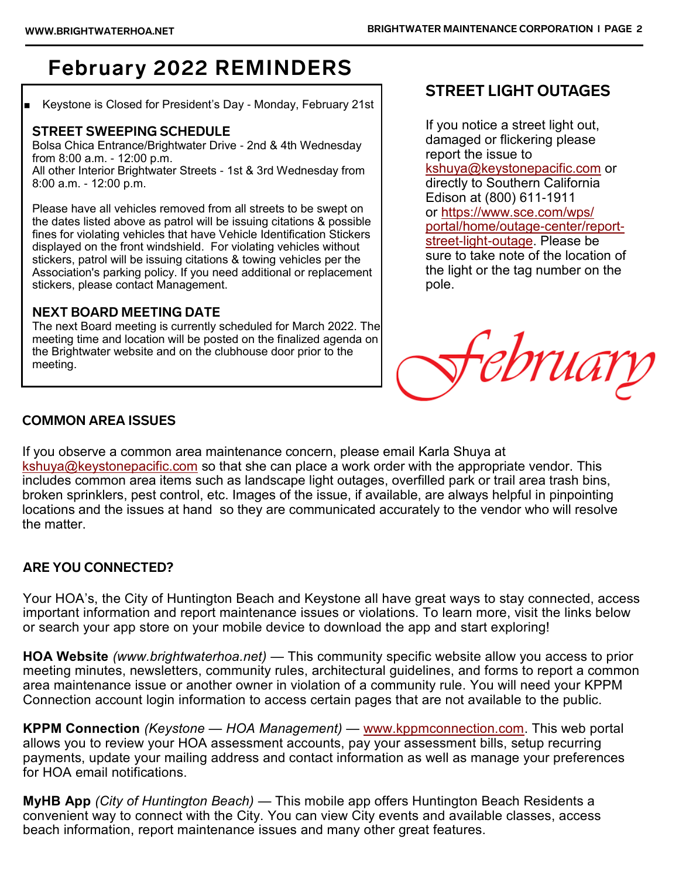# February 2022 REMINDERS

- Keystone is Closed for President's Day - Monday, February 21st

### STREET SWEEPING SCHEDULE

Bolsa Chica Entrance/Brightwater Drive - 2nd & 4th Wednesday from 8:00 a.m. - 12:00 p.m.
All other Interior Brightwater Streets - 1st & 3rd Wednesday from 8:00 a.m. - 12:00 p.m.

Please have all vehicles removed from all streets to be swept on the dates listed above as patrol will be issuing citations & possible fines for violating vehicles that have Vehicle Identification Stickers displayed on the front windshield. For violating vehicles without stickers, patrol will be issuing citations & towing vehicles per the Association's parking policy. If you need additional or replacement stickers, please contact Management.

### NEXT BOARD MEETING DATE

The next Board meeting is currently scheduled for March 2022. The meeting time and location will be posted on the finalized agenda on the Brightwater website and on the clubhouse door prior to the meeting.

## STREET LIGHT OUTAGES

If you notice a street light out, damaged or flickering please report the issue to kshuya@keystonepacific.com or directly to Southern California Edison at (800) 611-1911 or https://www.sce.com/wps/portal/home/outage-center/report-street-light-outage. Please be sure to take note of the location of the light or the tag number on the pole.

February

### COMMON AREA ISSUES

If you observe a common area maintenance concern, please email Karla Shuya at kshuya@keystonepacific.com so that she can place a work order with the appropriate vendor. This includes common area items such as landscape light outages, overfilled park or trail area trash bins, broken sprinklers, pest control, etc. Images of the issue, if available, are always helpful in pinpointing locations and the issues at hand so they are communicated accurately to the vendor who will resolve the matter.

### ARE YOU CONNECTED?

Your HOA's, the City of Huntington Beach and Keystone all have great ways to stay connected, access important information and report maintenance issues or violations. To learn more, visit the links below or search your app store on your mobile device to download the app and start exploring!

**HOA Website** *(www.brightwaterhoa.net)* — This community specific website allow you access to prior meeting minutes, newsletters, community rules, architectural guidelines, and forms to report a common area maintenance issue or another owner in violation of a community rule. You will need your KPPM Connection account login information to access certain pages that are not available to the public.

**KPPM Connection** *(Keystone — HOA Management)* — www.kppmconnection.com. This web portal allows you to review your HOA assessment accounts, pay your assessment bills, setup recurring payments, update your mailing address and contact information as well as manage your preferences for HOA email notifications.

**MyHB App** *(City of Huntington Beach)* — This mobile app offers Huntington Beach Residents a convenient way to connect with the City. You can view City events and available classes, access beach information, report maintenance issues and many other great features.